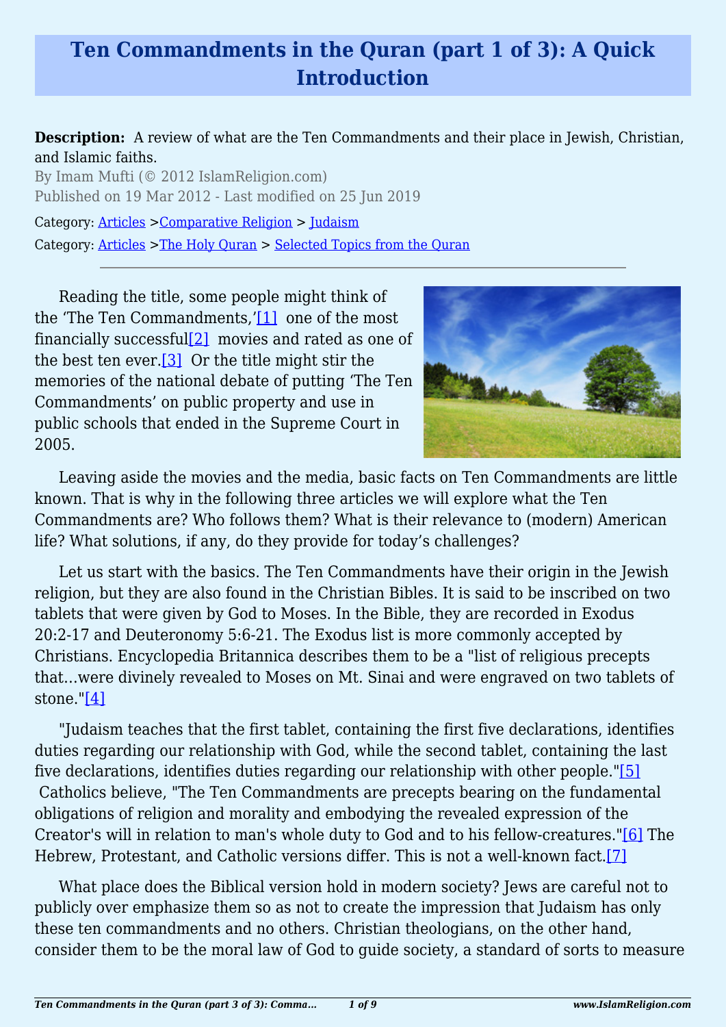# Ten Commandments in the Quran (part 1 of 3): A Quick Introduction

**Description:** A review of what are the Ten Commandments and their place in Jewish, Christian, and Islamic faiths.

By Imam Mufti (© 2012 IslamReligion.com)

Published on 19 Mar 2012 - Last modified on 25 Jun 2019

Category: Articles >Comparative Religion > Judaism

Category: Articles >The Holy Quran > Selected Topics from the Quran

---

Reading the title, some people might think of the 'The Ten Commandments,'[1] one of the most financially successful[2] movies and rated as one of the best ten ever.[3] Or the title might stir the memories of the national debate of putting 'The Ten Commandments' on public property and use in public schools that ended in the Supreme Court in 2005.

Leaving aside the movies and the media, basic facts on Ten Commandments are little known. That is why in the following three articles we will explore what the Ten Commandments are? Who follows them? What is their relevance to (modern) American life? What solutions, if any, do they provide for today's challenges?

Let us start with the basics. The Ten Commandments have their origin in the Jewish religion, but they are also found in the Christian Bibles. It is said to be inscribed on two tablets that were given by God to Moses. In the Bible, they are recorded in Exodus 20:2-17 and Deuteronomy 5:6-21. The Exodus list is more commonly accepted by Christians. Encyclopedia Britannica describes them to be a "list of religious precepts that...were divinely revealed to Moses on Mt. Sinai and were engraved on two tablets of stone."[4]

"Judaism teaches that the first tablet, containing the first five declarations, identifies duties regarding our relationship with God, while the second tablet, containing the last five declarations, identifies duties regarding our relationship with other people."[5] Catholics believe, "The Ten Commandments are precepts bearing on the fundamental obligations of religion and morality and embodying the revealed expression of the Creator's will in relation to man's whole duty to God and to his fellow-creatures."[6] The Hebrew, Protestant, and Catholic versions differ. This is not a well-known fact.[7]

What place does the Biblical version hold in modern society? Jews are careful not to publicly over emphasize them so as not to create the impression that Judaism has only these ten commandments and no others. Christian theologians, on the other hand, consider them to be the moral law of God to guide society, a standard of sorts to measure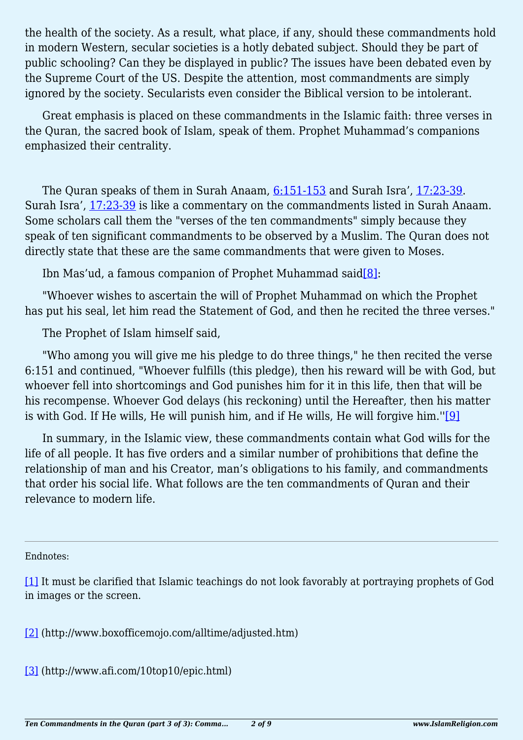the health of the society. As a result, what place, if any, should these commandments hold in modern Western, secular societies is a hotly debated subject. Should they be part of public schooling? Can they be displayed in public? The issues have been debated even by the Supreme Court of the US. Despite the attention, most commandments are simply ignored by the society. Secularists even consider the Biblical version to be intolerant.

Great emphasis is placed on these commandments in the Islamic faith: three verses in the Quran, the sacred book of Islam, speak of them. Prophet Muhammad's companions emphasized their centrality.

The Quran speaks of them in Surah Anaam, 6:151-153 and Surah Isra', 17:23-39. Surah Isra', 17:23-39 is like a commentary on the commandments listed in Surah Anaam. Some scholars call them the "verses of the ten commandments" simply because they speak of ten significant commandments to be observed by a Muslim. The Quran does not directly state that these are the same commandments that were given to Moses.

Ibn Mas'ud, a famous companion of Prophet Muhammad said[8]:

"Whoever wishes to ascertain the will of Prophet Muhammad on which the Prophet has put his seal, let him read the Statement of God, and then he recited the three verses."

The Prophet of Islam himself said,

"Who among you will give me his pledge to do three things," he then recited the verse 6:151 and continued, "Whoever fulfills (this pledge), then his reward will be with God, but whoever fell into shortcomings and God punishes him for it in this life, then that will be his recompense. Whoever God delays (his reckoning) until the Hereafter, then his matter is with God. If He wills, He will punish him, and if He wills, He will forgive him."[9]

In summary, in the Islamic view, these commandments contain what God wills for the life of all people. It has five orders and a similar number of prohibitions that define the relationship of man and his Creator, man's obligations to his family, and commandments that order his social life. What follows are the ten commandments of Quran and their relevance to modern life.

---

Endnotes:

[1] It must be clarified that Islamic teachings do not look favorably at portraying prophets of God in images or the screen.

[2] (http://www.boxofficemojo.com/alltime/adjusted.htm)

[3] (http://www.afi.com/10top10/epic.html)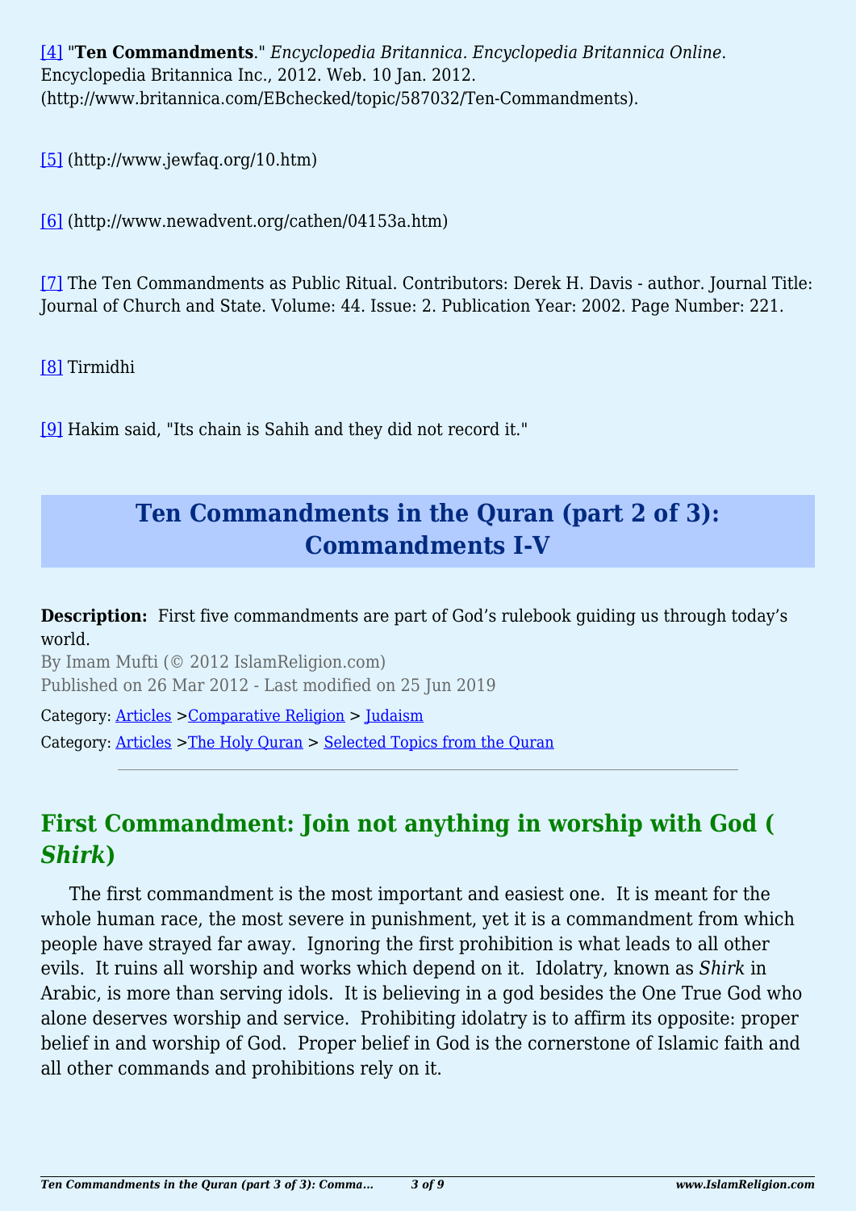[4] "**Ten Commandments**." *Encyclopedia Britannica. Encyclopedia Britannica Online*. Encyclopedia Britannica Inc., 2012. Web. 10 Jan. 2012. (http://www.britannica.com/EBchecked/topic/587032/Ten-Commandments).

[5] (http://www.jewfaq.org/10.htm)

[6] (http://www.newadvent.org/cathen/04153a.htm)

[7] The Ten Commandments as Public Ritual. Contributors: Derek H. Davis - author. Journal Title: Journal of Church and State. Volume: 44. Issue: 2. Publication Year: 2002. Page Number: 221.

[8] Tirmidhi

[9] Hakim said, "Its chain is Sahih and they did not record it."

# Ten Commandments in the Quran (part 2 of 3): Commandments I-V

**Description:** First five commandments are part of God's rulebook guiding us through today's world.

By Imam Mufti (© 2012 IslamReligion.com)

Published on 26 Mar 2012 - Last modified on 25 Jun 2019

Category: Articles >Comparative Religion > Judaism

Category: Articles >The Holy Quran > Selected Topics from the Quran

---

## First Commandment: Join not anything in worship with God (*Shirk*)

The first commandment is the most important and easiest one. It is meant for the whole human race, the most severe in punishment, yet it is a commandment from which people have strayed far away. Ignoring the first prohibition is what leads to all other evils. It ruins all worship and works which depend on it. Idolatry, known as *Shirk* in Arabic, is more than serving idols. It is believing in a god besides the One True God who alone deserves worship and service. Prohibiting idolatry is to affirm its opposite: proper belief in and worship of God. Proper belief in God is the cornerstone of Islamic faith and all other commands and prohibitions rely on it.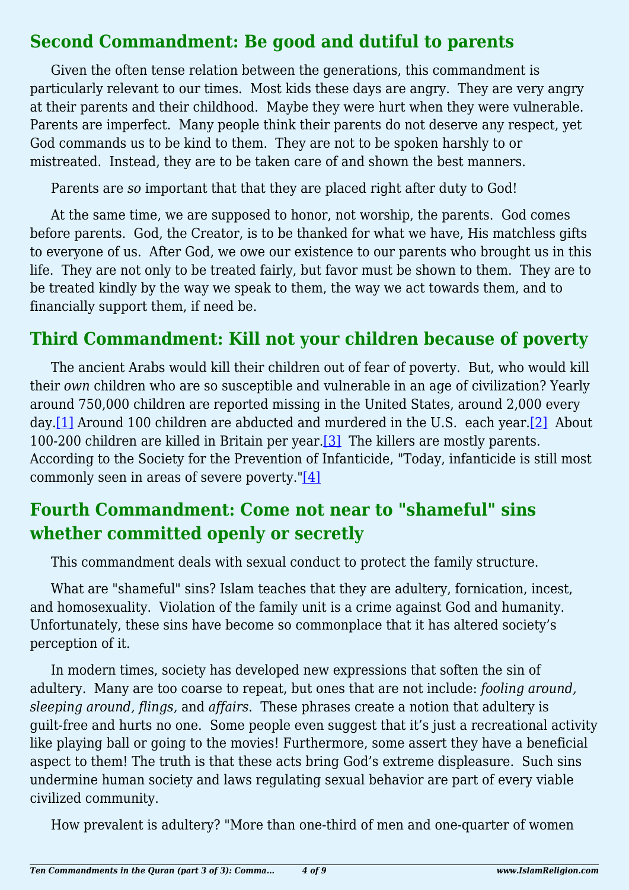## Second Commandment: Be good and dutiful to parents

Given the often tense relation between the generations, this commandment is particularly relevant to our times. Most kids these days are angry. They are very angry at their parents and their childhood. Maybe they were hurt when they were vulnerable. Parents are imperfect. Many people think their parents do not deserve any respect, yet God commands us to be kind to them. They are not to be spoken harshly to or mistreated. Instead, they are to be taken care of and shown the best manners.

Parents are *so* important that that they are placed right after duty to God!

At the same time, we are supposed to honor, not worship, the parents. God comes before parents. God, the Creator, is to be thanked for what we have, His matchless gifts to everyone of us. After God, we owe our existence to our parents who brought us in this life. They are not only to be treated fairly, but favor must be shown to them. They are to be treated kindly by the way we speak to them, the way we act towards them, and to financially support them, if need be.

## Third Commandment: Kill not your children because of poverty

The ancient Arabs would kill their children out of fear of poverty. But, who would kill their *own* children who are so susceptible and vulnerable in an age of civilization? Yearly around 750,000 children are reported missing in the United States, around 2,000 every day.[1] Around 100 children are abducted and murdered in the U.S. each year.[2] About 100-200 children are killed in Britain per year.[3] The killers are mostly parents. According to the Society for the Prevention of Infanticide, "Today, infanticide is still most commonly seen in areas of severe poverty."[4]

## Fourth Commandment: Come not near to "shameful" sins whether committed openly or secretly

This commandment deals with sexual conduct to protect the family structure.

What are "shameful" sins? Islam teaches that they are adultery, fornication, incest, and homosexuality. Violation of the family unit is a crime against God and humanity. Unfortunately, these sins have become so commonplace that it has altered society's perception of it.

In modern times, society has developed new expressions that soften the sin of adultery. Many are too coarse to repeat, but ones that are not include: *fooling around, sleeping around, flings,* and *affairs*. These phrases create a notion that adultery is guilt-free and hurts no one. Some people even suggest that it's just a recreational activity like playing ball or going to the movies! Furthermore, some assert they have a beneficial aspect to them! The truth is that these acts bring God's extreme displeasure. Such sins undermine human society and laws regulating sexual behavior are part of every viable civilized community.

How prevalent is adultery? "More than one-third of men and one-quarter of women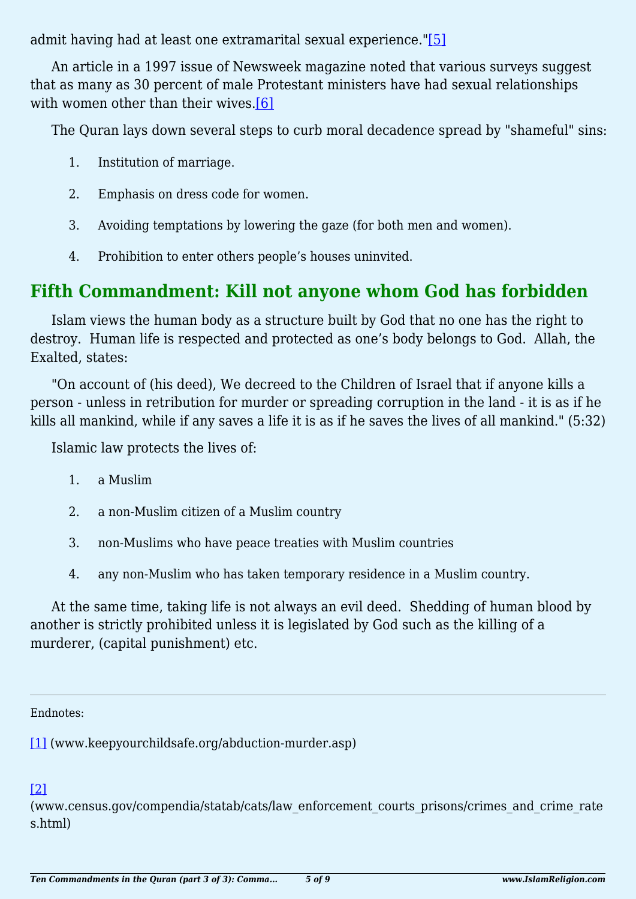admit having had at least one extramarital sexual experience."[5]

An article in a 1997 issue of Newsweek magazine noted that various surveys suggest that as many as 30 percent of male Protestant ministers have had sexual relationships with women other than their wives.[6]

The Quran lays down several steps to curb moral decadence spread by "shameful" sins:

1. Institution of marriage.
2. Emphasis on dress code for women.
3. Avoiding temptations by lowering the gaze (for both men and women).
4. Prohibition to enter others people's houses uninvited.

## Fifth Commandment: Kill not anyone whom God has forbidden

Islam views the human body as a structure built by God that no one has the right to destroy.  Human life is respected and protected as one's body belongs to God.  Allah, the Exalted, states:

"On account of (his deed), We decreed to the Children of Israel that if anyone kills a person - unless in retribution for murder or spreading corruption in the land - it is as if he kills all mankind, while if any saves a life it is as if he saves the lives of all mankind." (5:32)

Islamic law protects the lives of:

1. a Muslim
2. a non-Muslim citizen of a Muslim country
3. non-Muslims who have peace treaties with Muslim countries
4. any non-Muslim who has taken temporary residence in a Muslim country.

At the same time, taking life is not always an evil deed.  Shedding of human blood by another is strictly prohibited unless it is legislated by God such as the killing of a murderer, (capital punishment) etc.

---

Endnotes:

[1] (www.keepyourchildsafe.org/abduction-murder.asp)

[2] (www.census.gov/compendia/statab/cats/law_enforcement_courts_prisons/crimes_and_crime_rates.html)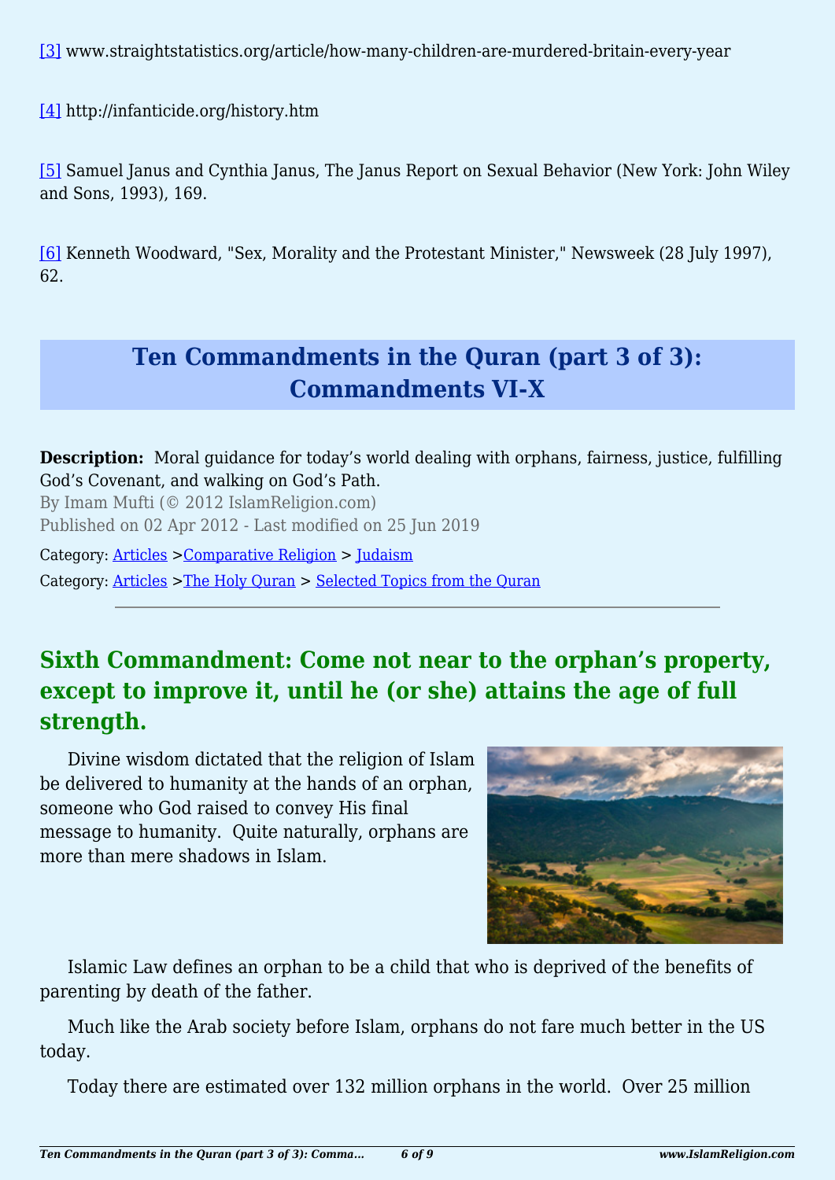[3] www.straightstatistics.org/article/how-many-children-are-murdered-britain-every-year

[4] http://infanticide.org/history.htm

[5] Samuel Janus and Cynthia Janus, The Janus Report on Sexual Behavior (New York: John Wiley and Sons, 1993), 169.

[6] Kenneth Woodward, "Sex, Morality and the Protestant Minister," Newsweek (28 July 1997), 62.

# Ten Commandments in the Quran (part 3 of 3): Commandments VI-X

**Description:** Moral guidance for today's world dealing with orphans, fairness, justice, fulfilling God's Covenant, and walking on God's Path.

By Imam Mufti (© 2012 IslamReligion.com)

Published on 02 Apr 2012 - Last modified on 25 Jun 2019

Category: Articles >Comparative Religion > Judaism

Category: Articles >The Holy Quran > Selected Topics from the Quran

## Sixth Commandment: Come not near to the orphan's property, except to improve it, until he (or she) attains the age of full strength.

Divine wisdom dictated that the religion of Islam be delivered to humanity at the hands of an orphan, someone who God raised to convey His final message to humanity. Quite naturally, orphans are more than mere shadows in Islam.

Islamic Law defines an orphan to be a child that who is deprived of the benefits of parenting by death of the father.

Much like the Arab society before Islam, orphans do not fare much better in the US today.

Today there are estimated over 132 million orphans in the world. Over 25 million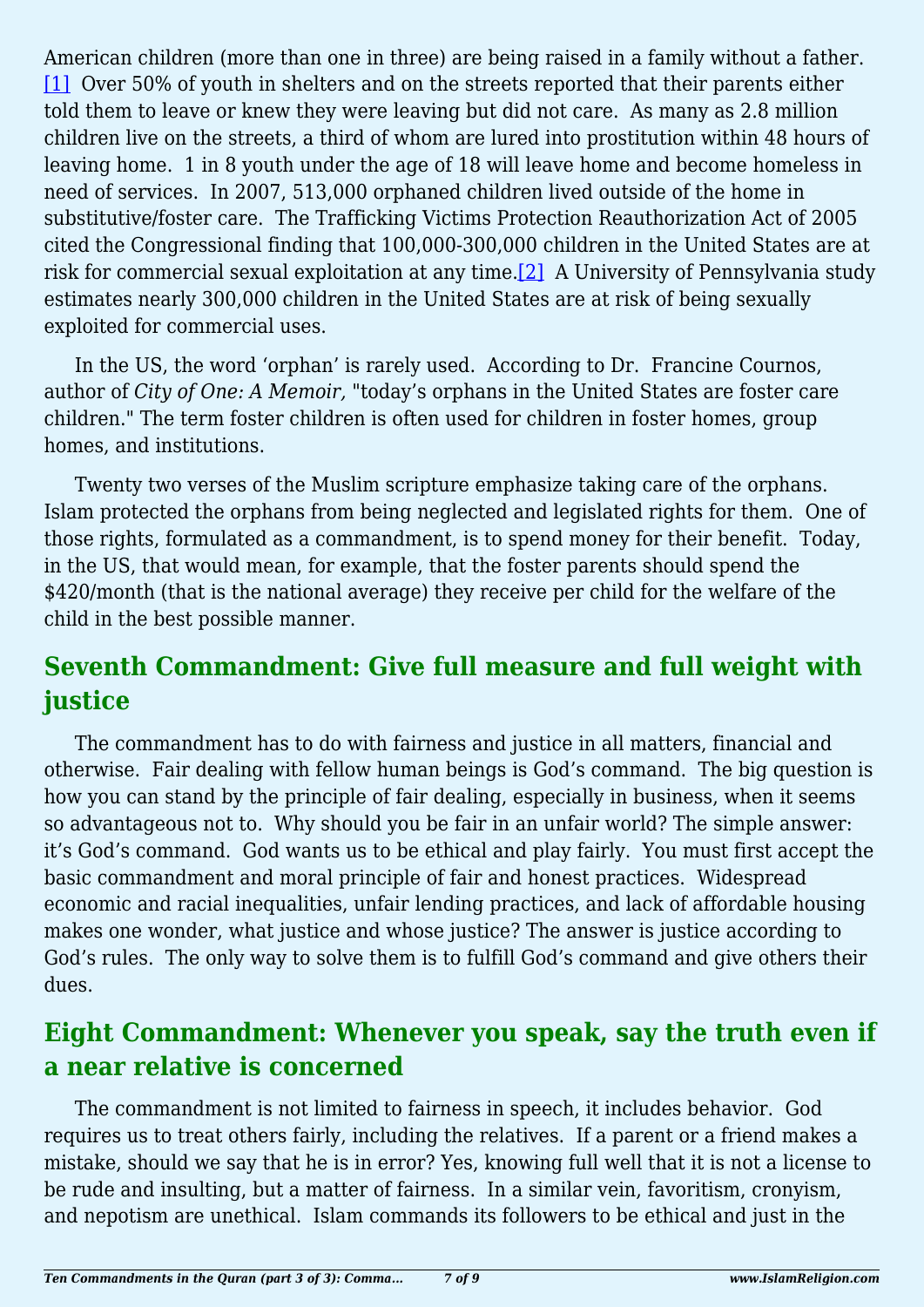American children (more than one in three) are being raised in a family without a father. [1] Over 50% of youth in shelters and on the streets reported that their parents either told them to leave or knew they were leaving but did not care. As many as 2.8 million children live on the streets, a third of whom are lured into prostitution within 48 hours of leaving home. 1 in 8 youth under the age of 18 will leave home and become homeless in need of services. In 2007, 513,000 orphaned children lived outside of the home in substitutive/foster care. The Trafficking Victims Protection Reauthorization Act of 2005 cited the Congressional finding that 100,000-300,000 children in the United States are at risk for commercial sexual exploitation at any time.[2] A University of Pennsylvania study estimates nearly 300,000 children in the United States are at risk of being sexually exploited for commercial uses.

In the US, the word 'orphan' is rarely used. According to Dr. Francine Cournos, author of *City of One: A Memoir,* "today's orphans in the United States are foster care children." The term foster children is often used for children in foster homes, group homes, and institutions.

Twenty two verses of the Muslim scripture emphasize taking care of the orphans. Islam protected the orphans from being neglected and legislated rights for them. One of those rights, formulated as a commandment, is to spend money for their benefit. Today, in the US, that would mean, for example, that the foster parents should spend the $420/month (that is the national average) they receive per child for the welfare of the child in the best possible manner.

## Seventh Commandment: Give full measure and full weight with justice

The commandment has to do with fairness and justice in all matters, financial and otherwise. Fair dealing with fellow human beings is God's command. The big question is how you can stand by the principle of fair dealing, especially in business, when it seems so advantageous not to. Why should you be fair in an unfair world? The simple answer: it's God's command. God wants us to be ethical and play fairly. You must first accept the basic commandment and moral principle of fair and honest practices. Widespread economic and racial inequalities, unfair lending practices, and lack of affordable housing makes one wonder, what justice and whose justice? The answer is justice according to God's rules. The only way to solve them is to fulfill God's command and give others their dues.

## Eight Commandment: Whenever you speak, say the truth even if a near relative is concerned

The commandment is not limited to fairness in speech, it includes behavior. God requires us to treat others fairly, including the relatives. If a parent or a friend makes a mistake, should we say that he is in error? Yes, knowing full well that it is not a license to be rude and insulting, but a matter of fairness. In a similar vein, favoritism, cronyism, and nepotism are unethical. Islam commands its followers to be ethical and just in the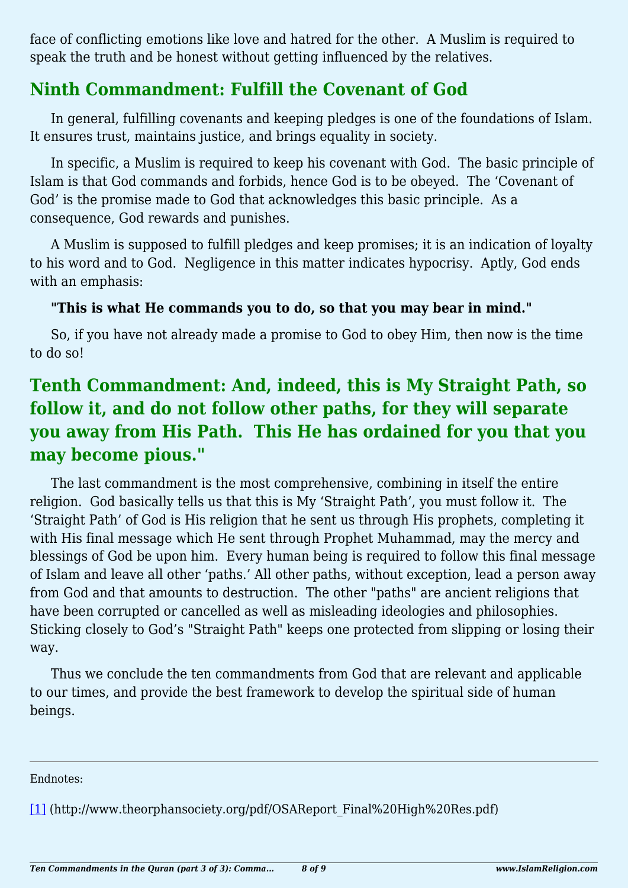face of conflicting emotions like love and hatred for the other. A Muslim is required to speak the truth and be honest without getting influenced by the relatives.

## Ninth Commandment: Fulfill the Covenant of God

In general, fulfilling covenants and keeping pledges is one of the foundations of Islam. It ensures trust, maintains justice, and brings equality in society.

In specific, a Muslim is required to keep his covenant with God. The basic principle of Islam is that God commands and forbids, hence God is to be obeyed. The 'Covenant of God' is the promise made to God that acknowledges this basic principle. As a consequence, God rewards and punishes.

A Muslim is supposed to fulfill pledges and keep promises; it is an indication of loyalty to his word and to God. Negligence in this matter indicates hypocrisy. Aptly, God ends with an emphasis:

**"This is what He commands you to do, so that you may bear in mind."**

So, if you have not already made a promise to God to obey Him, then now is the time to do so!

## Tenth Commandment: And, indeed, this is My Straight Path, so follow it, and do not follow other paths, for they will separate you away from His Path. This He has ordained for you that you may become pious."

The last commandment is the most comprehensive, combining in itself the entire religion. God basically tells us that this is My 'Straight Path', you must follow it. The 'Straight Path' of God is His religion that he sent us through His prophets, completing it with His final message which He sent through Prophet Muhammad, may the mercy and blessings of God be upon him. Every human being is required to follow this final message of Islam and leave all other 'paths.' All other paths, without exception, lead a person away from God and that amounts to destruction. The other "paths" are ancient religions that have been corrupted or cancelled as well as misleading ideologies and philosophies. Sticking closely to God's "Straight Path" keeps one protected from slipping or losing their way.

Thus we conclude the ten commandments from God that are relevant and applicable to our times, and provide the best framework to develop the spiritual side of human beings.

---

Endnotes:

[1] (http://www.theorphansociety.org/pdf/OSAReport_Final%20High%20Res.pdf)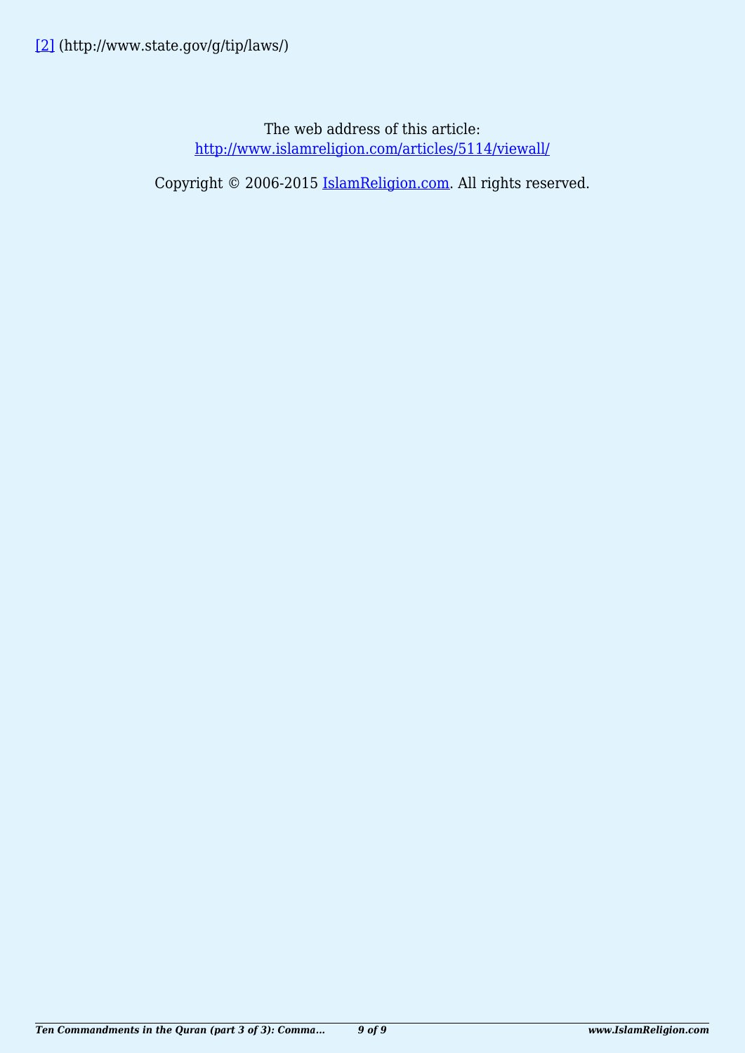[2] (http://www.state.gov/g/tip/laws/)

The web address of this article:
http://www.islamreligion.com/articles/5114/viewall/

Copyright © 2006-2015 IslamReligion.com. All rights reserved.